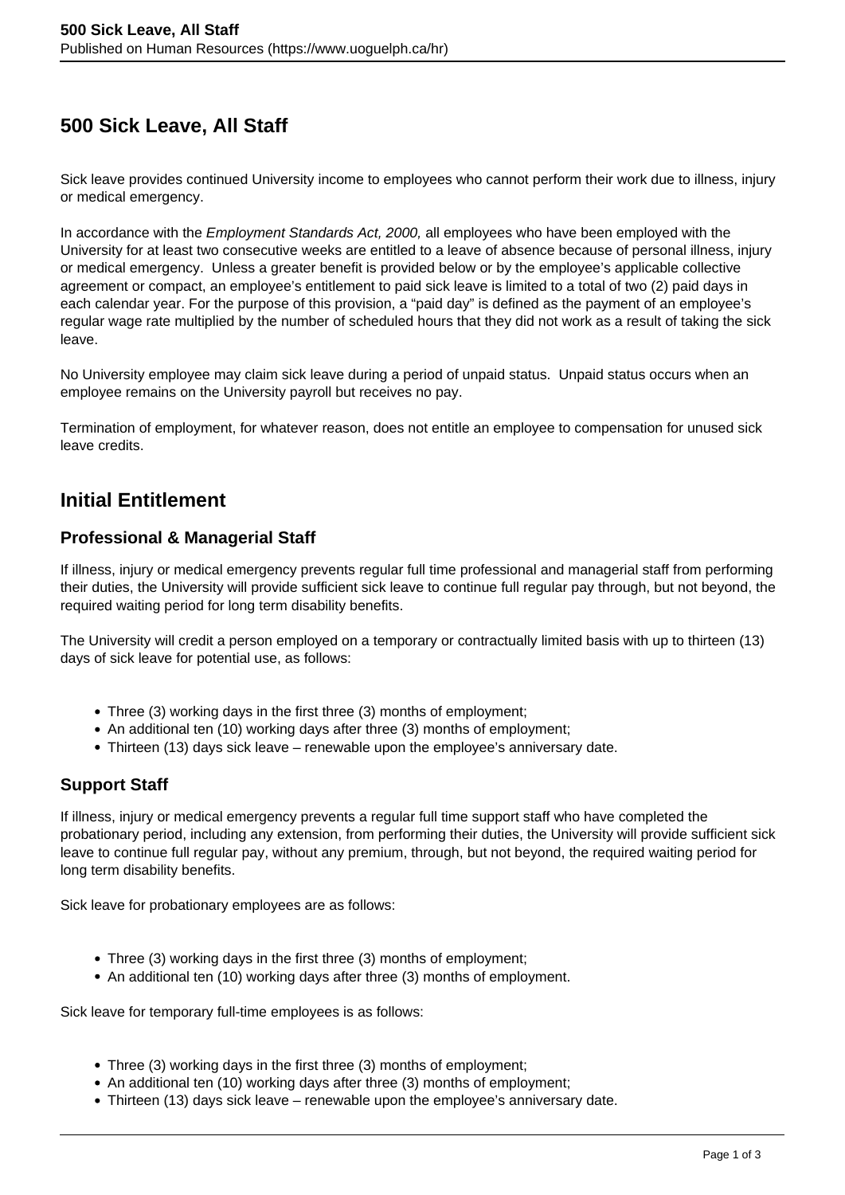# 500 Sick Leave, All Staff

Sick leave provides continued University income to employees who cannot perform their work due to illness, injury or medical emergency.

In accordance with the *Employment Standards Act, 2000,* all employees who have been employed with the University for at least two consecutive weeks are entitled to a leave of absence because of personal illness, injury or medical emergency. Unless a greater benefit is provided below or by the employee's applicable collective agreement or compact, an employee's entitlement to paid sick leave is limited to a total of two (2) paid days in each calendar year. For the purpose of this provision, a "paid day" is defined as the payment of an employee's regular wage rate multiplied by the number of scheduled hours that they did not work as a result of taking the sick leave.

No University employee may claim sick leave during a period of unpaid status. Unpaid status occurs when an employee remains on the University payroll but receives no pay.

Termination of employment, for whatever reason, does not entitle an employee to compensation for unused sick leave credits.

## Initial Entitlement

### Professional & Managerial Staff

If illness, injury or medical emergency prevents regular full time professional and managerial staff from performing their duties, the University will provide sufficient sick leave to continue full regular pay through, but not beyond, the required waiting period for long term disability benefits.

The University will credit a person employed on a temporary or contractually limited basis with up to thirteen (13) days of sick leave for potential use, as follows:

- Three (3) working days in the first three (3) months of employment;
- An additional ten (10) working days after three (3) months of employment;
- Thirteen (13) days sick leave – renewable upon the employee's anniversary date.

### Support Staff

If illness, injury or medical emergency prevents a regular full time support staff who have completed the probationary period, including any extension, from performing their duties, the University will provide sufficient sick leave to continue full regular pay, without any premium, through, but not beyond, the required waiting period for long term disability benefits.

Sick leave for probationary employees are as follows:

- Three (3) working days in the first three (3) months of employment;
- An additional ten (10) working days after three (3) months of employment.

Sick leave for temporary full-time employees is as follows:

- Three (3) working days in the first three (3) months of employment;
- An additional ten (10) working days after three (3) months of employment;
- Thirteen (13) days sick leave – renewable upon the employee's anniversary date.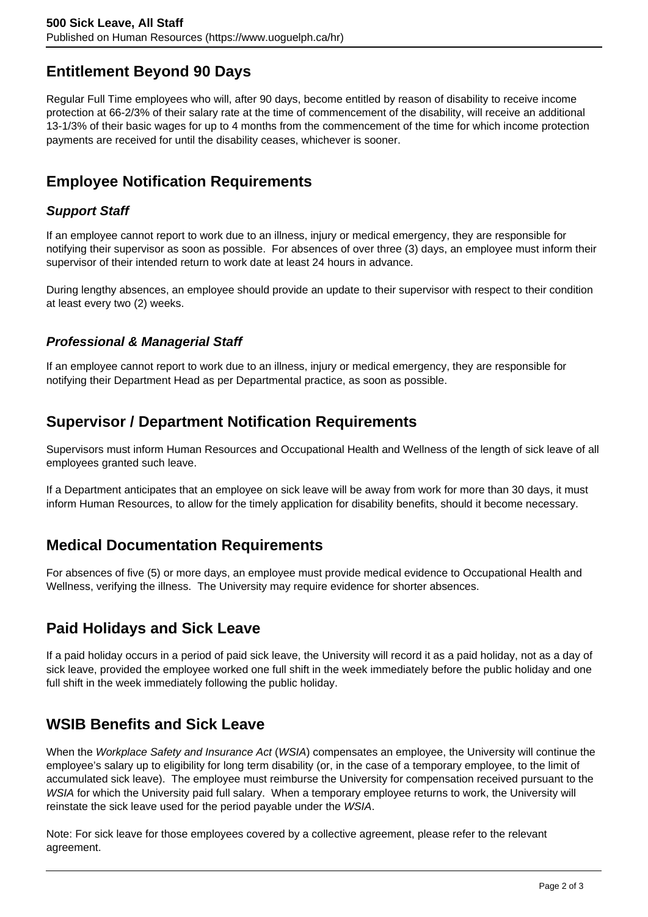## Entitlement Beyond 90 Days

Regular Full Time employees who will, after 90 days, become entitled by reason of disability to receive income protection at 66-2/3% of their salary rate at the time of commencement of the disability, will receive an additional 13-1/3% of their basic wages for up to 4 months from the commencement of the time for which income protection payments are received for until the disability ceases, whichever is sooner.

## Employee Notification Requirements

### *Support Staff*

If an employee cannot report to work due to an illness, injury or medical emergency, they are responsible for notifying their supervisor as soon as possible. For absences of over three (3) days, an employee must inform their supervisor of their intended return to work date at least 24 hours in advance.

During lengthy absences, an employee should provide an update to their supervisor with respect to their condition at least every two (2) weeks.

### *Professional & Managerial Staff*

If an employee cannot report to work due to an illness, injury or medical emergency, they are responsible for notifying their Department Head as per Departmental practice, as soon as possible.

## Supervisor / Department Notification Requirements

Supervisors must inform Human Resources and Occupational Health and Wellness of the length of sick leave of all employees granted such leave.

If a Department anticipates that an employee on sick leave will be away from work for more than 30 days, it must inform Human Resources, to allow for the timely application for disability benefits, should it become necessary.

## Medical Documentation Requirements

For absences of five (5) or more days, an employee must provide medical evidence to Occupational Health and Wellness, verifying the illness. The University may require evidence for shorter absences.

## Paid Holidays and Sick Leave

If a paid holiday occurs in a period of paid sick leave, the University will record it as a paid holiday, not as a day of sick leave, provided the employee worked one full shift in the week immediately before the public holiday and one full shift in the week immediately following the public holiday.

## WSIB Benefits and Sick Leave

When the *Workplace Safety and Insurance Act* (*WSIA*) compensates an employee, the University will continue the employee's salary up to eligibility for long term disability (or, in the case of a temporary employee, to the limit of accumulated sick leave). The employee must reimburse the University for compensation received pursuant to the *WSIA* for which the University paid full salary. When a temporary employee returns to work, the University will reinstate the sick leave used for the period payable under the *WSIA*.

Note: For sick leave for those employees covered by a collective agreement, please refer to the relevant agreement.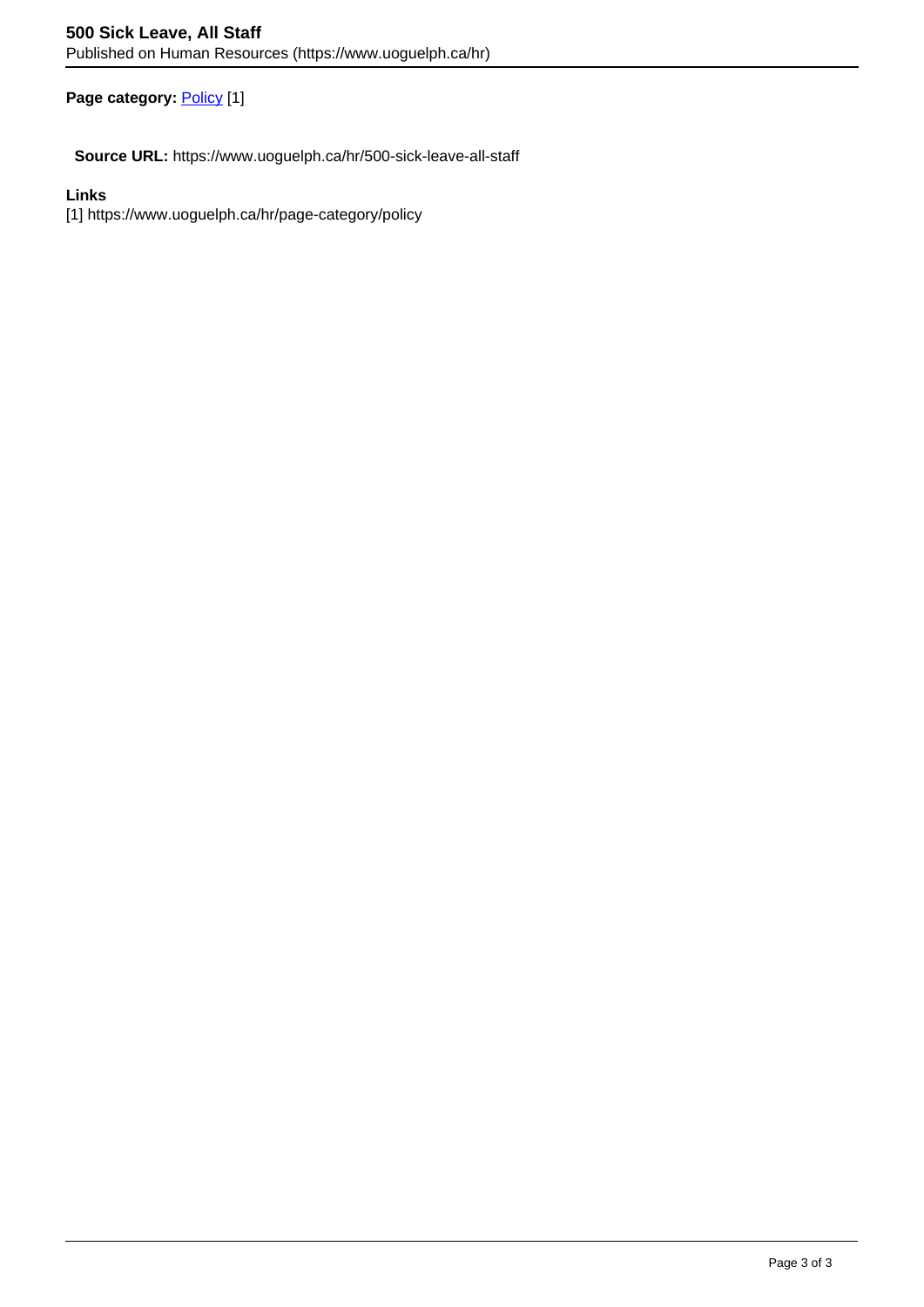**Page category:** Policy [1]

**Source URL:** https://www.uoguelph.ca/hr/500-sick-leave-all-staff

**Links**
[1] https://www.uoguelph.ca/hr/page-category/policy